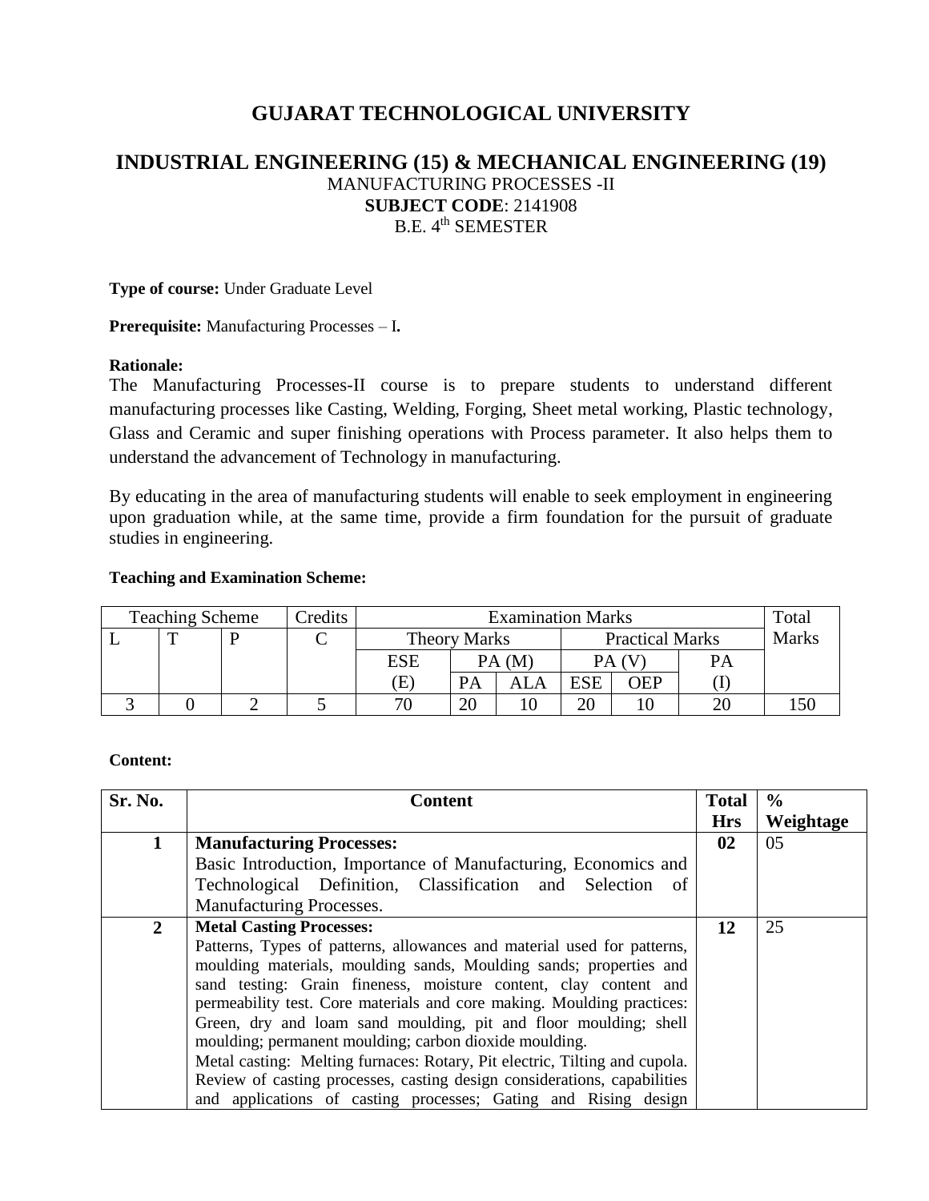# GUJARAT TECHNOLOGICAL UNIVERSITY

## INDUSTRIAL ENGINEERING (15) & MECHANICAL ENGINEERING (19)

MANUFACTURING PROCESSES -II

**SUBJECT CODE**: 2141908

B.E. 4th SEMESTER

**Type of course:** Under Graduate Level

**Prerequisite:** Manufacturing Processes – I**.**

**Rationale:**

The Manufacturing Processes-II course is to prepare students to understand different manufacturing processes like Casting, Welding, Forging, Sheet metal working, Plastic technology, Glass and Ceramic and super finishing operations with Process parameter. It also helps them to understand the advancement of Technology in manufacturing.

By educating in the area of manufacturing students will enable to seek employment in engineering upon graduation while, at the same time, provide a firm foundation for the pursuit of graduate studies in engineering.

**Teaching and Examination Scheme:**

| Teaching Scheme | | | Credits | Examination Marks | | | | | | Total Marks |
|---|---|---|---|---|---|---|---|---|---|---|
| L | T | P | C | Theory Marks | | | Practical Marks | | | |
| | | | | ESE (E) | PA (M) | | PA (V) | | PA (I) | |
| | | | | | PA | ALA | ESE | OEP | | |
| 3 | 0 | 2 | 5 | 70 | 20 | 10 | 20 | 10 | 20 | 150 |

**Content:**

| Sr. No. | Content | Total Hrs | % Weightage |
|---|---|---|---|
| **1** | **Manufacturing Processes:** Basic Introduction, Importance of Manufacturing, Economics and Technological Definition, Classification and Selection of Manufacturing Processes. | **02** | 05 |
| **2** | **Metal Casting Processes:** Patterns, Types of patterns, allowances and material used for patterns, moulding materials, moulding sands, Moulding sands; properties and sand testing: Grain fineness, moisture content, clay content and permeability test. Core materials and core making. Moulding practices: Green, dry and loam sand moulding, pit and floor moulding; shell moulding; permanent moulding; carbon dioxide moulding. Metal casting: Melting furnaces: Rotary, Pit electric, Tilting and cupola. Review of casting processes, casting design considerations, capabilities and applications of casting processes; Gating and Rising design | **12** | 25 |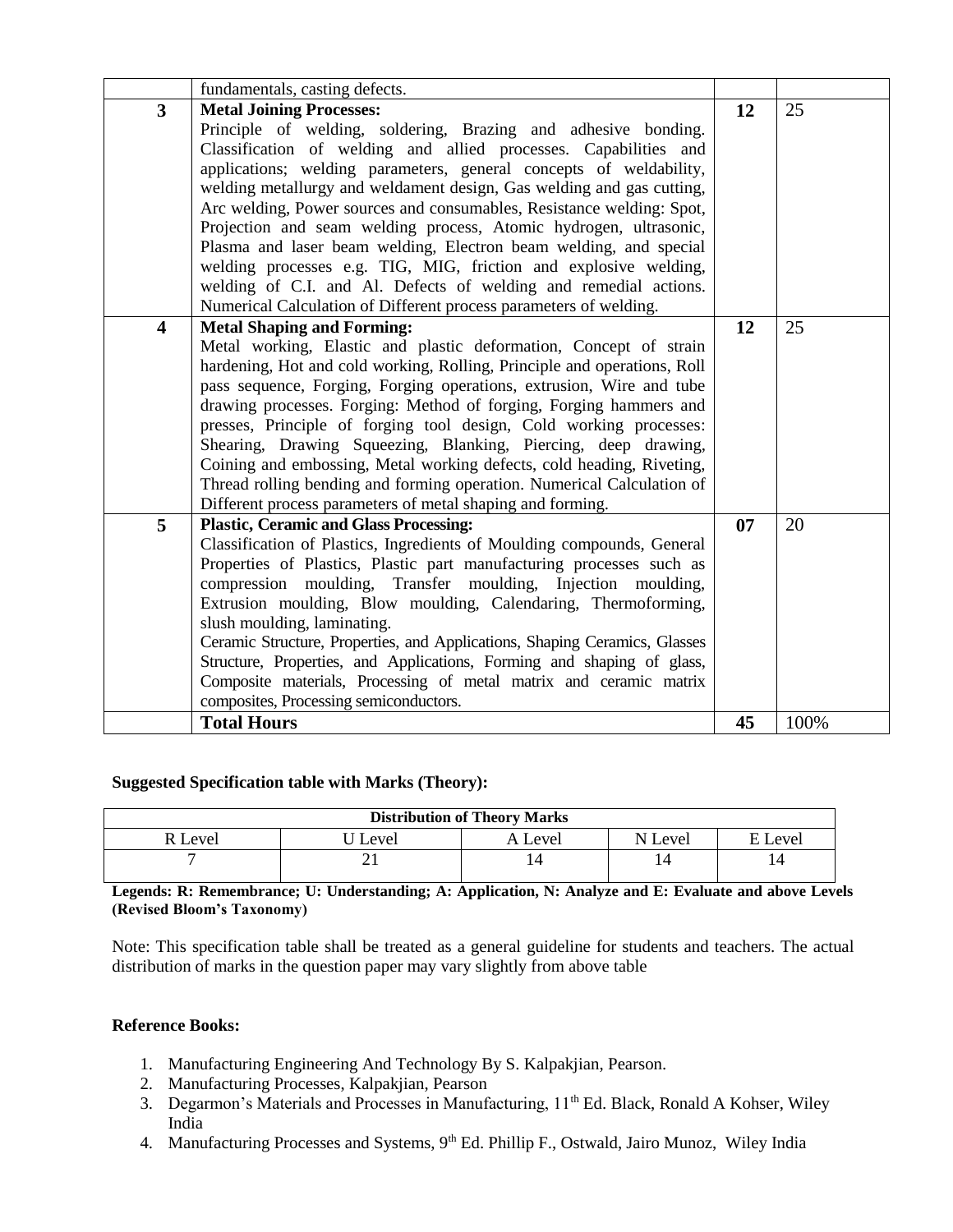|   |   |   |   |
|---|---|---|---|
|   | fundamentals, casting defects. |   |   |
| **3** | **Metal Joining Processes:**<br>Principle of welding, soldering, Brazing and adhesive bonding. Classification of welding and allied processes. Capabilities and applications; welding parameters, general concepts of weldability, welding metallurgy and weldament design, Gas welding and gas cutting, Arc welding, Power sources and consumables, Resistance welding: Spot, Projection and seam welding process, Atomic hydrogen, ultrasonic, Plasma and laser beam welding, Electron beam welding, and special welding processes e.g. TIG, MIG, friction and explosive welding, welding of C.I. and Al. Defects of welding and remedial actions. Numerical Calculation of Different process parameters of welding. | **12** | 25 |
| **4** | **Metal Shaping and Forming:**<br>Metal working, Elastic and plastic deformation, Concept of strain hardening, Hot and cold working, Rolling, Principle and operations, Roll pass sequence, Forging, Forging operations, extrusion, Wire and tube drawing processes. Forging: Method of forging, Forging hammers and presses, Principle of forging tool design, Cold working processes: Shearing, Drawing Squeezing, Blanking, Piercing, deep drawing, Coining and embossing, Metal working defects, cold heading, Riveting, Thread rolling bending and forming operation. Numerical Calculation of Different process parameters of metal shaping and forming. | **12** | 25 |
| **5** | **Plastic, Ceramic and Glass Processing:**<br>Classification of Plastics, Ingredients of Moulding compounds, General Properties of Plastics, Plastic part manufacturing processes such as compression moulding, Transfer moulding, Injection moulding, Extrusion moulding, Blow moulding, Calendaring, Thermoforming, slush moulding, laminating.<br>Ceramic Structure, Properties, and Applications, Shaping Ceramics, Glasses Structure, Properties, and Applications, Forming and shaping of glass, Composite materials, Processing of metal matrix and ceramic matrix composites, Processing semiconductors. | **07** | 20 |
|   | **Total Hours** | **45** | 100% |

**Suggested Specification table with Marks (Theory):**

| **Distribution of Theory Marks** | | | | |
|---|---|---|---|---|
| R Level | U Level | A Level | N Level | E Level |
| 7 | 21 | 14 | 14 | 14 |

**Legends: R: Remembrance; U: Understanding; A: Application, N: Analyze and E: Evaluate and above Levels (Revised Bloom's Taxonomy)**

Note: This specification table shall be treated as a general guideline for students and teachers. The actual distribution of marks in the question paper may vary slightly from above table

**Reference Books:**

1. Manufacturing Engineering And Technology By S. Kalpakjian, Pearson.
2. Manufacturing Processes, Kalpakjian, Pearson
3. Degarmon's Materials and Processes in Manufacturing, 11th Ed. Black, Ronald A Kohser, Wiley India
4. Manufacturing Processes and Systems, 9th Ed. Phillip F., Ostwald, Jairo Munoz, Wiley India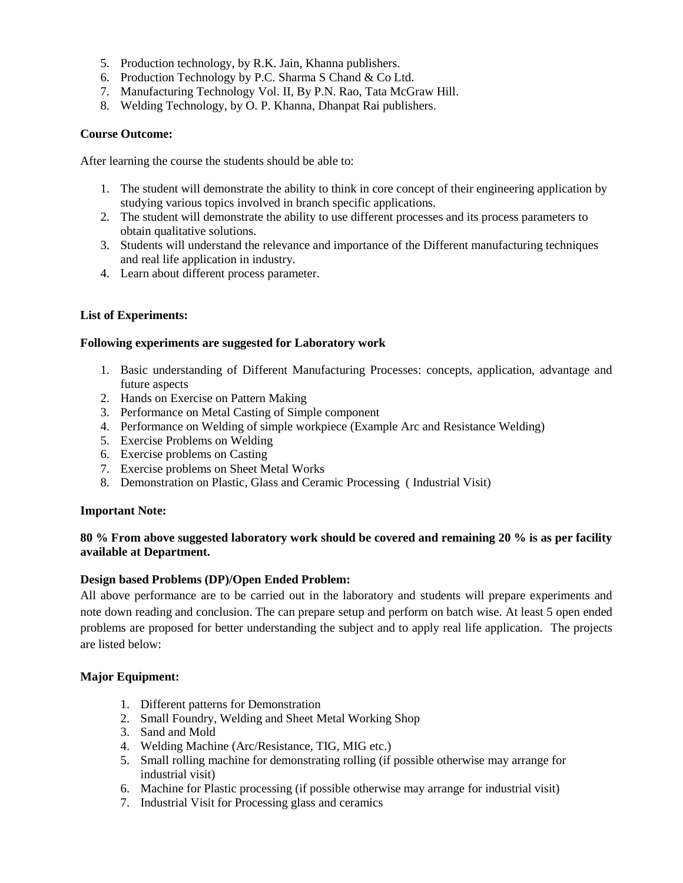5. Production technology, by R.K. Jain, Khanna publishers.
6. Production Technology by P.C. Sharma S Chand & Co Ltd.
7. Manufacturing Technology Vol. II, By P.N. Rao, Tata McGraw Hill.
8. Welding Technology, by O. P. Khanna, Dhanpat Rai publishers.

**Course Outcome:**

After learning the course the students should be able to:

1. The student will demonstrate the ability to think in core concept of their engineering application by studying various topics involved in branch specific applications.
2. The student will demonstrate the ability to use different processes and its process parameters to obtain qualitative solutions.
3. Students will understand the relevance and importance of the Different manufacturing techniques and real life application in industry.
4. Learn about different process parameter.

**List of Experiments:**

**Following experiments are suggested for Laboratory work**

1. Basic understanding of Different Manufacturing Processes: concepts, application, advantage and future aspects
2. Hands on Exercise on Pattern Making
3. Performance on Metal Casting of Simple component
4. Performance on Welding of simple workpiece (Example Arc and Resistance Welding)
5. Exercise Problems on Welding
6. Exercise problems on Casting
7. Exercise problems on Sheet Metal Works
8. Demonstration on Plastic, Glass and Ceramic Processing ( Industrial Visit)

**Important Note:**

**80 % From above suggested laboratory work should be covered and remaining 20 % is as per facility available at Department.**

**Design based Problems (DP)/Open Ended Problem:**

All above performance are to be carried out in the laboratory and students will prepare experiments and note down reading and conclusion. The can prepare setup and perform on batch wise. At least 5 open ended problems are proposed for better understanding the subject and to apply real life application. The projects are listed below:

**Major Equipment:**

1. Different patterns for Demonstration
2. Small Foundry, Welding and Sheet Metal Working Shop
3. Sand and Mold
4. Welding Machine (Arc/Resistance, TIG, MIG etc.)
5. Small rolling machine for demonstrating rolling (if possible otherwise may arrange for industrial visit)
6. Machine for Plastic processing (if possible otherwise may arrange for industrial visit)
7. Industrial Visit for Processing glass and ceramics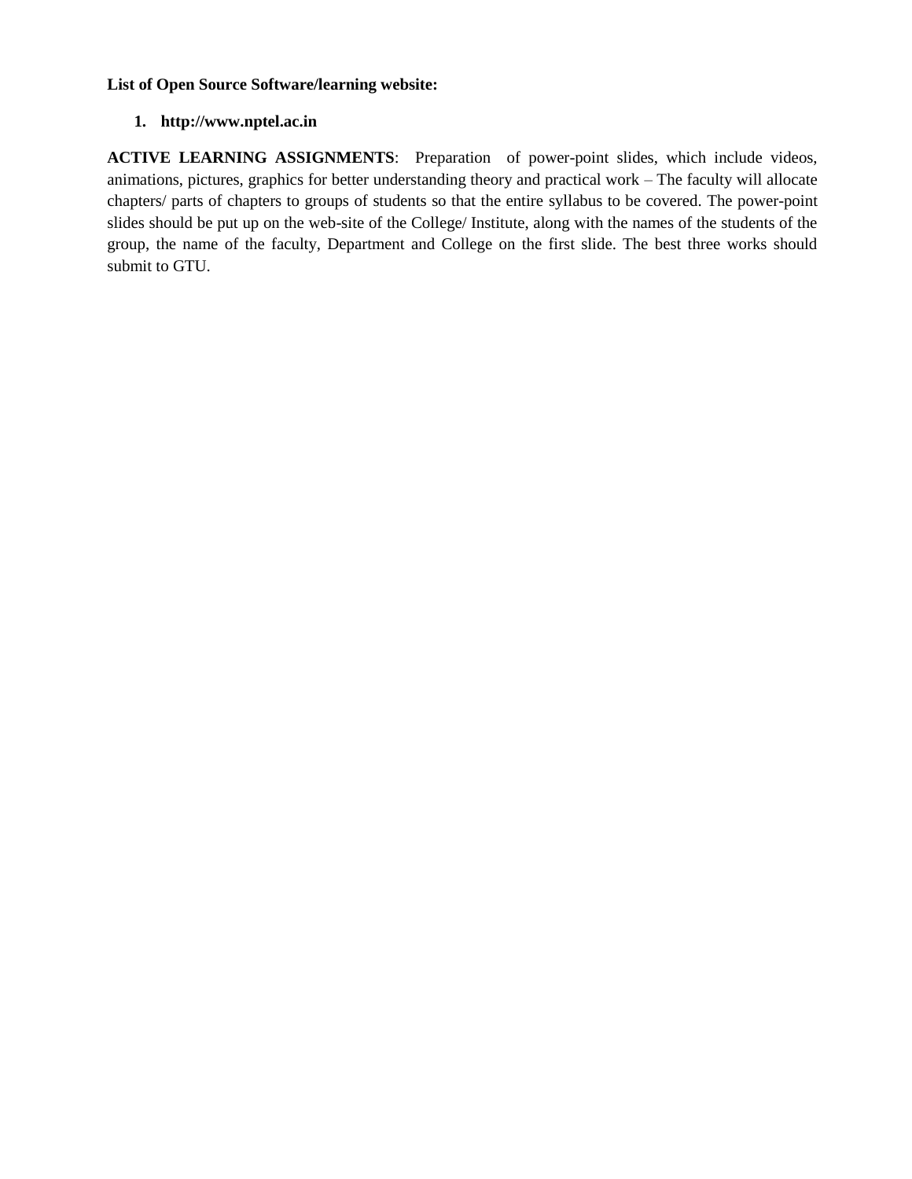**List of Open Source Software/learning website:**

1. **http://www.nptel.ac.in**

**ACTIVE LEARNING ASSIGNMENTS**: Preparation of power-point slides, which include videos, animations, pictures, graphics for better understanding theory and practical work – The faculty will allocate chapters/ parts of chapters to groups of students so that the entire syllabus to be covered. The power-point slides should be put up on the web-site of the College/ Institute, along with the names of the students of the group, the name of the faculty, Department and College on the first slide. The best three works should submit to GTU.